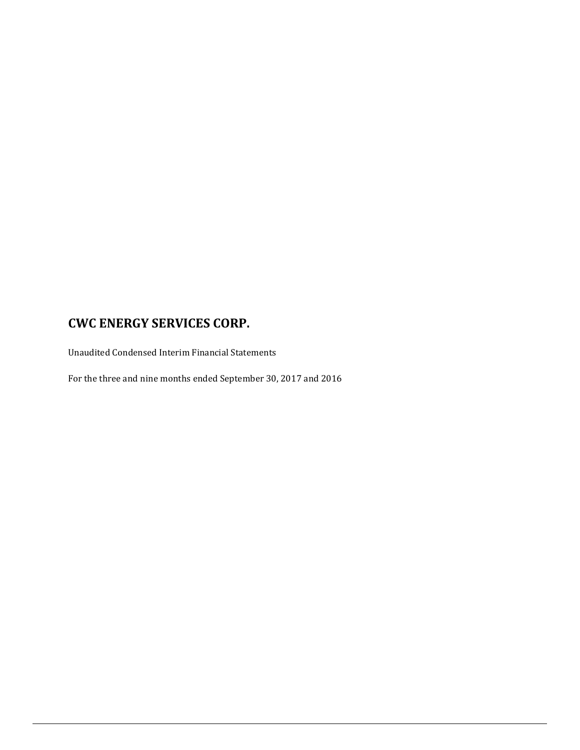# CWC ENERGY SERVICES CORP.

Unaudited Condensed Interim Financial Statements

For the three and nine months ended September 30, 2017 and 2016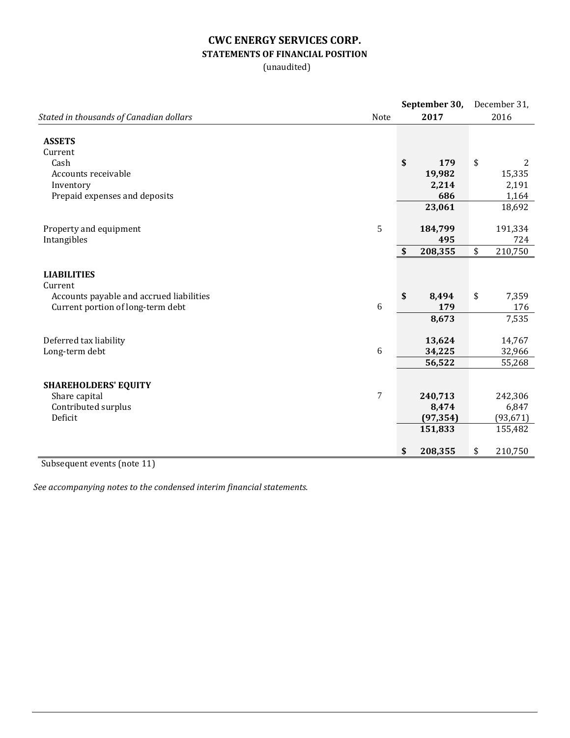# CWC ENERGY SERVICES CORP.

## STATEMENTS OF FINANCIAL POSITION

(unaudited)

| *Stated in thousands of Canadian dollars* | Note | **September 30, 2017** | December 31, 2016 |
|---|---|---|---|
| **ASSETS** | | | |
| Current | | | |
| Cash | | **$ 179** | $ 2 |
| Accounts receivable | | **19,982** | 15,335 |
| Inventory | | **2,214** | 2,191 |
| Prepaid expenses and deposits | | **686** | 1,164 |
| | | **23,061** | 18,692 |
| Property and equipment | 5 | **184,799** | 191,334 |
| Intangibles | | **495** | 724 |
| | | **$ 208,355** | $ 210,750 |
| **LIABILITIES** | | | |
| Current | | | |
| Accounts payable and accrued liabilities | | **$ 8,494** | $ 7,359 |
| Current portion of long-term debt | 6 | **179** | 176 |
| | | **8,673** | 7,535 |
| Deferred tax liability | | **13,624** | 14,767 |
| Long-term debt | 6 | **34,225** | 32,966 |
| | | **56,522** | 55,268 |
| **SHAREHOLDERS' EQUITY** | | | |
| Share capital | 7 | **240,713** | 242,306 |
| Contributed surplus | | **8,474** | 6,847 |
| Deficit | | **(97,354)** | (93,671) |
| | | **151,833** | 155,482 |
| | | **$ 208,355** | $ 210,750 |

Subsequent events (note 11)

*See accompanying notes to the condensed interim financial statements.*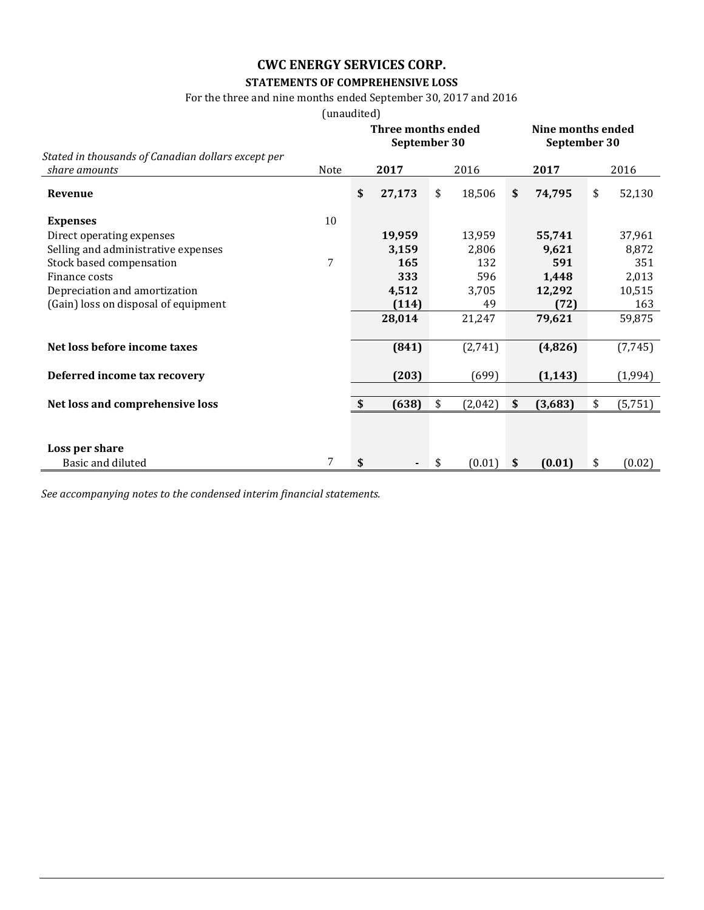# CWC ENERGY SERVICES CORP.

## STATEMENTS OF COMPREHENSIVE LOSS

For the three and nine months ended September 30, 2017 and 2016

(unaudited)

| *Stated in thousands of Canadian dollars except per share amounts* | Note | Three months ended September 30 | | Nine months ended September 30 | |
|---|---|---|---|---|---|
| | | **2017** | 2016 | **2017** | 2016 |
| **Revenue** | | **$ 27,173** | $ 18,506 | **$ 74,795** | $ 52,130 |
| **Expenses** | 10 | | | | |
| Direct operating expenses | | **19,959** | 13,959 | **55,741** | 37,961 |
| Selling and administrative expenses | | **3,159** | 2,806 | **9,621** | 8,872 |
| Stock based compensation | 7 | **165** | 132 | **591** | 351 |
| Finance costs | | **333** | 596 | **1,448** | 2,013 |
| Depreciation and amortization | | **4,512** | 3,705 | **12,292** | 10,515 |
| (Gain) loss on disposal of equipment | | **(114)** | 49 | **(72)** | 163 |
| | | **28,014** | 21,247 | **79,621** | 59,875 |
| **Net loss before income taxes** | | **(841)** | (2,741) | **(4,826)** | (7,745) |
| **Deferred income tax recovery** | | **(203)** | (699) | **(1,143)** | (1,994) |
| **Net loss and comprehensive loss** | | **$ (638)** | $ (2,042) | **$ (3,683)** | $ (5,751) |
| **Loss per share** | | | | | |
| Basic and diluted | 7 | **$ -** | $ (0.01) | **$ (0.01)** | $ (0.02) |

*See accompanying notes to the condensed interim financial statements.*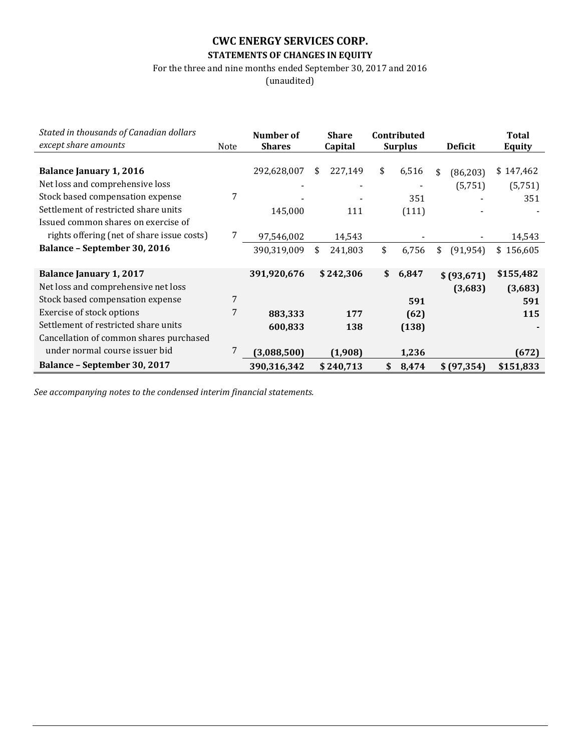# CWC ENERGY SERVICES CORP.

## STATEMENTS OF CHANGES IN EQUITY

For the three and nine months ended September 30, 2017 and 2016

(unaudited)

| *Stated in thousands of Canadian dollars except share amounts* | Note | Number of Shares | Share Capital | Contributed Surplus | Deficit | Total Equity |
|---|---|---|---|---|---|---|
| **Balance January 1, 2016** | | 292,628,007 | $ 227,149 | $ 6,516 | $ (86,203) | $ 147,462 |
| Net loss and comprehensive loss | | - | - | - | (5,751) | (5,751) |
| Stock based compensation expense | 7 | - | - | 351 | - | 351 |
| Settlement of restricted share units | | 145,000 | 111 | (111) | - | - |
| Issued common shares on exercise of rights offering (net of share issue costs) | 7 | 97,546,002 | 14,543 | - | - | 14,543 |
| **Balance – September 30, 2016** | | 390,319,009 | $ 241,803 | $ 6,756 | $ (91,954) | $ 156,605 |
| **Balance January 1, 2017** | | **391,920,676** | **$ 242,306** | **$ 6,847** | **$ (93,671)** | **$155,482** |
| Net loss and comprehensive net loss | | | | | **(3,683)** | **(3,683)** |
| Stock based compensation expense | 7 | | | **591** | | **591** |
| Exercise of stock options | 7 | **883,333** | **177** | **(62)** | | **115** |
| Settlement of restricted share units | | **600,833** | **138** | **(138)** | | **-** |
| Cancellation of common shares purchased under normal course issuer bid | 7 | **(3,088,500)** | **(1,908)** | **1,236** | | **(672)** |
| **Balance – September 30, 2017** | | **390,316,342** | **$ 240,713** | **$ 8,474** | **$ (97,354)** | **$151,833** |

*See accompanying notes to the condensed interim financial statements.*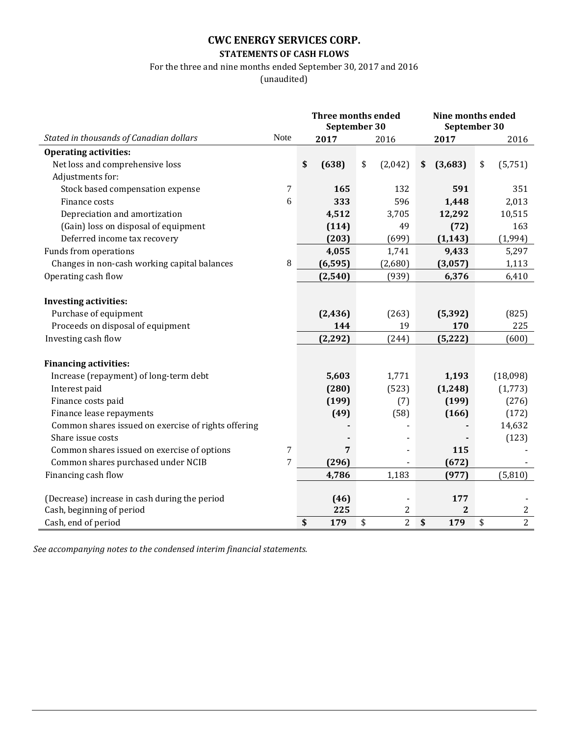# CWC ENERGY SERVICES CORP.

## STATEMENTS OF CASH FLOWS

For the three and nine months ended September 30, 2017 and 2016

(unaudited)

| *Stated in thousands of Canadian dollars* | Note | Three months ended September 30 2017 | Three months ended September 30 2016 | Nine months ended September 30 2017 | Nine months ended September 30 2016 |
|---|---|---|---|---|---|
| **Operating activities:** | | | | | |
| Net loss and comprehensive loss | | **$ (638)** | $ (2,042) | **$ (3,683)** | $ (5,751) |
| Adjustments for: | | | | | |
| Stock based compensation expense | 7 | **165** | 132 | **591** | 351 |
| Finance costs | 6 | **333** | 596 | **1,448** | 2,013 |
| Depreciation and amortization | | **4,512** | 3,705 | **12,292** | 10,515 |
| (Gain) loss on disposal of equipment | | **(114)** | 49 | **(72)** | 163 |
| Deferred income tax recovery | | **(203)** | (699) | **(1,143)** | (1,994) |
| Funds from operations | | **4,055** | 1,741 | **9,433** | 5,297 |
| Changes in non-cash working capital balances | 8 | **(6,595)** | (2,680) | **(3,057)** | 1,113 |
| Operating cash flow | | **(2,540)** | (939) | **6,376** | 6,410 |
| | | | | | |
| **Investing activities:** | | | | | |
| Purchase of equipment | | **(2,436)** | (263) | **(5,392)** | (825) |
| Proceeds on disposal of equipment | | **144** | 19 | **170** | 225 |
| Investing cash flow | | **(2,292)** | (244) | **(5,222)** | (600) |
| | | | | | |
| **Financing activities:** | | | | | |
| Increase (repayment) of long-term debt | | **5,603** | 1,771 | **1,193** | (18,098) |
| Interest paid | | **(280)** | (523) | **(1,248)** | (1,773) |
| Finance costs paid | | **(199)** | (7) | **(199)** | (276) |
| Finance lease repayments | | **(49)** | (58) | **(166)** | (172) |
| Common shares issued on exercise of rights offering | | **-** | - | **-** | 14,632 |
| Share issue costs | | **-** | - | **-** | (123) |
| Common shares issued on exercise of options | 7 | **7** | - | **115** | - |
| Common shares purchased under NCIB | 7 | **(296)** | - | **(672)** | - |
| Financing cash flow | | **4,786** | 1,183 | **(977)** | (5,810) |
| | | | | | |
| (Decrease) increase in cash during the period | | **(46)** | - | **177** | - |
| Cash, beginning of period | | **225** | 2 | **2** | 2 |
| Cash, end of period | | **$ 179** | $ 2 | **$ 179** | $ 2 |

*See accompanying notes to the condensed interim financial statements.*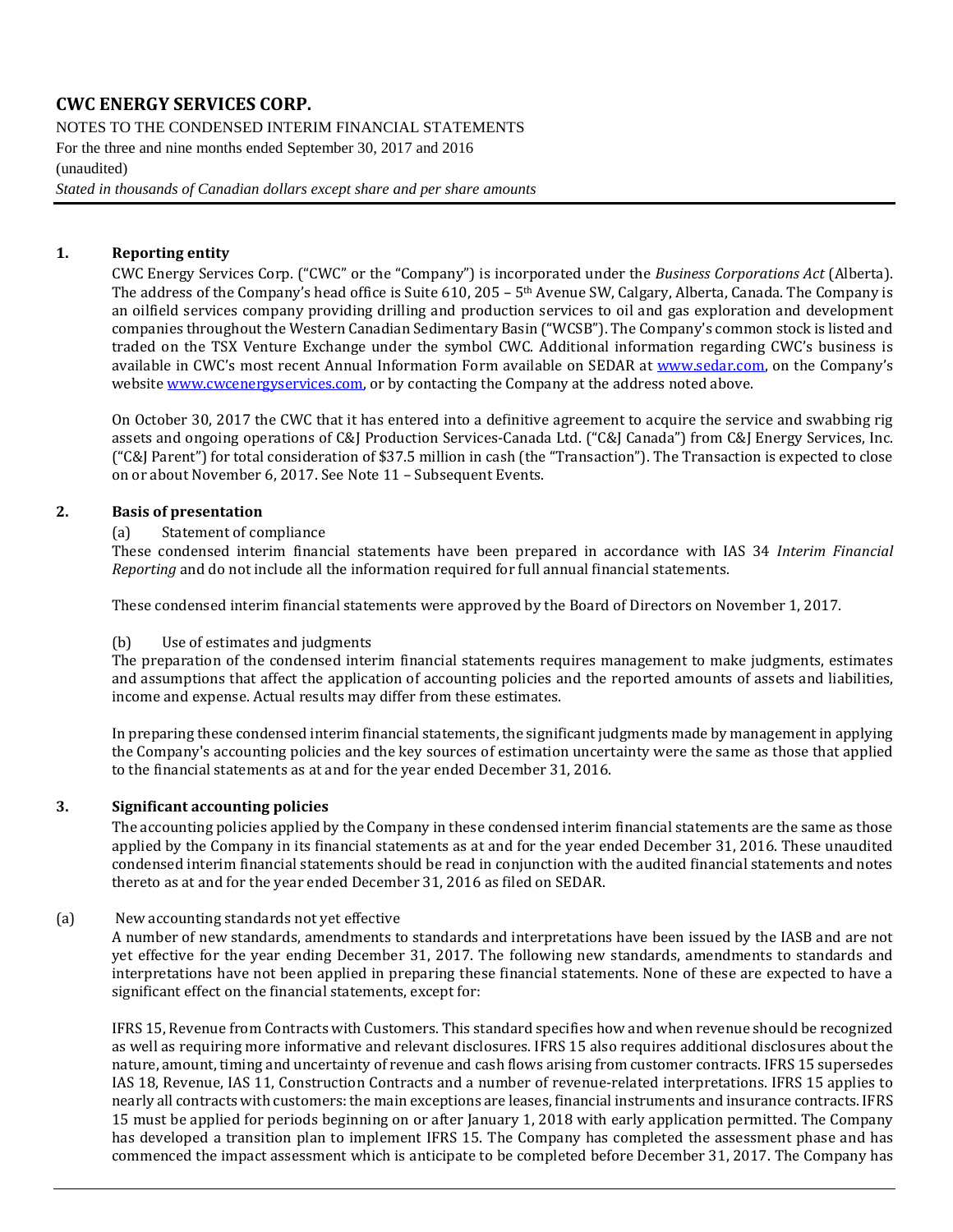## CWC ENERGY SERVICES CORP.

NOTES TO THE CONDENSED INTERIM FINANCIAL STATEMENTS
For the three and nine months ended September 30, 2017 and 2016
(unaudited)
*Stated in thousands of Canadian dollars except share and per share amounts*

### 1. Reporting entity

CWC Energy Services Corp. ("CWC" or the "Company") is incorporated under the *Business Corporations Act* (Alberta). The address of the Company's head office is Suite 610, 205 – 5th Avenue SW, Calgary, Alberta, Canada. The Company is an oilfield services company providing drilling and production services to oil and gas exploration and development companies throughout the Western Canadian Sedimentary Basin ("WCSB"). The Company's common stock is listed and traded on the TSX Venture Exchange under the symbol CWC. Additional information regarding CWC's business is available in CWC's most recent Annual Information Form available on SEDAR at www.sedar.com, on the Company's website www.cwcenergyservices.com, or by contacting the Company at the address noted above.

On October 30, 2017 the CWC that it has entered into a definitive agreement to acquire the service and swabbing rig assets and ongoing operations of C&J Production Services-Canada Ltd. ("C&J Canada") from C&J Energy Services, Inc. ("C&J Parent") for total consideration of $37.5 million in cash (the "Transaction"). The Transaction is expected to close on or about November 6, 2017. See Note 11 – Subsequent Events.

### 2. Basis of presentation

(a) Statement of compliance

These condensed interim financial statements have been prepared in accordance with IAS 34 *Interim Financial Reporting* and do not include all the information required for full annual financial statements.

These condensed interim financial statements were approved by the Board of Directors on November 1, 2017.

(b) Use of estimates and judgments

The preparation of the condensed interim financial statements requires management to make judgments, estimates and assumptions that affect the application of accounting policies and the reported amounts of assets and liabilities, income and expense. Actual results may differ from these estimates.

In preparing these condensed interim financial statements, the significant judgments made by management in applying the Company's accounting policies and the key sources of estimation uncertainty were the same as those that applied to the financial statements as at and for the year ended December 31, 2016.

### 3. Significant accounting policies

The accounting policies applied by the Company in these condensed interim financial statements are the same as those applied by the Company in its financial statements as at and for the year ended December 31, 2016. These unaudited condensed interim financial statements should be read in conjunction with the audited financial statements and notes thereto as at and for the year ended December 31, 2016 as filed on SEDAR.

(a) New accounting standards not yet effective

A number of new standards, amendments to standards and interpretations have been issued by the IASB and are not yet effective for the year ending December 31, 2017. The following new standards, amendments to standards and interpretations have not been applied in preparing these financial statements. None of these are expected to have a significant effect on the financial statements, except for:

IFRS 15, Revenue from Contracts with Customers. This standard specifies how and when revenue should be recognized as well as requiring more informative and relevant disclosures. IFRS 15 also requires additional disclosures about the nature, amount, timing and uncertainty of revenue and cash flows arising from customer contracts. IFRS 15 supersedes IAS 18, Revenue, IAS 11, Construction Contracts and a number of revenue-related interpretations. IFRS 15 applies to nearly all contracts with customers: the main exceptions are leases, financial instruments and insurance contracts. IFRS 15 must be applied for periods beginning on or after January 1, 2018 with early application permitted. The Company has developed a transition plan to implement IFRS 15. The Company has completed the assessment phase and has commenced the impact assessment which is anticipate to be completed before December 31, 2017. The Company has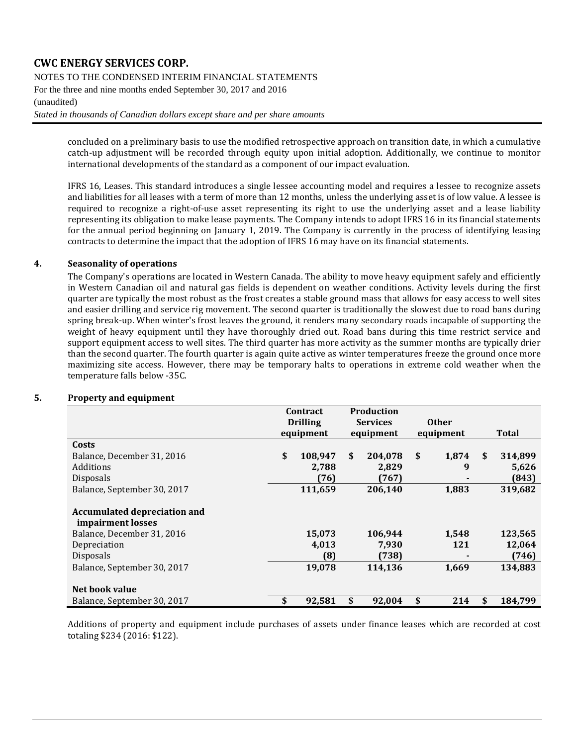concluded on a preliminary basis to use the modified retrospective approach on transition date, in which a cumulative catch-up adjustment will be recorded through equity upon initial adoption. Additionally, we continue to monitor international developments of the standard as a component of our impact evaluation.

IFRS 16, Leases. This standard introduces a single lessee accounting model and requires a lessee to recognize assets and liabilities for all leases with a term of more than 12 months, unless the underlying asset is of low value. A lessee is required to recognize a right-of-use asset representing its right to use the underlying asset and a lease liability representing its obligation to make lease payments. The Company intends to adopt IFRS 16 in its financial statements for the annual period beginning on January 1, 2019. The Company is currently in the process of identifying leasing contracts to determine the impact that the adoption of IFRS 16 may have on its financial statements.

## 4. Seasonality of operations

The Company's operations are located in Western Canada. The ability to move heavy equipment safely and efficiently in Western Canadian oil and natural gas fields is dependent on weather conditions. Activity levels during the first quarter are typically the most robust as the frost creates a stable ground mass that allows for easy access to well sites and easier drilling and service rig movement. The second quarter is traditionally the slowest due to road bans during spring break-up. When winter's frost leaves the ground, it renders many secondary roads incapable of supporting the weight of heavy equipment until they have thoroughly dried out. Road bans during this time restrict service and support equipment access to well sites. The third quarter has more activity as the summer months are typically drier than the second quarter. The fourth quarter is again quite active as winter temperatures freeze the ground once more maximizing site access. However, there may be temporary halts to operations in extreme cold weather when the temperature falls below -35C.

## 5. Property and equipment

| | Contract Drilling equipment | Production Services equipment | Other equipment | Total |
|---|---|---|---|---|
| **Costs** | | | | |
| Balance, December 31, 2016 | $ 108,947 | $ 204,078 | $ 1,874 | $ 314,899 |
| Additions | 2,788 | 2,829 | 9 | 5,626 |
| Disposals | (76) | (767) | - | (843) |
| Balance, September 30, 2017 | 111,659 | 206,140 | 1,883 | 319,682 |
| | | | | |
| **Accumulated depreciation and impairment losses** | | | | |
| Balance, December 31, 2016 | 15,073 | 106,944 | 1,548 | 123,565 |
| Depreciation | 4,013 | 7,930 | 121 | 12,064 |
| Disposals | (8) | (738) | - | (746) |
| Balance, September 30, 2017 | 19,078 | 114,136 | 1,669 | 134,883 |
| | | | | |
| **Net book value** | | | | |
| Balance, September 30, 2017 | $ 92,581 | $ 92,004 | $ 214 | $ 184,799 |

Additions of property and equipment include purchases of assets under finance leases which are recorded at cost totaling $234 (2016: $122).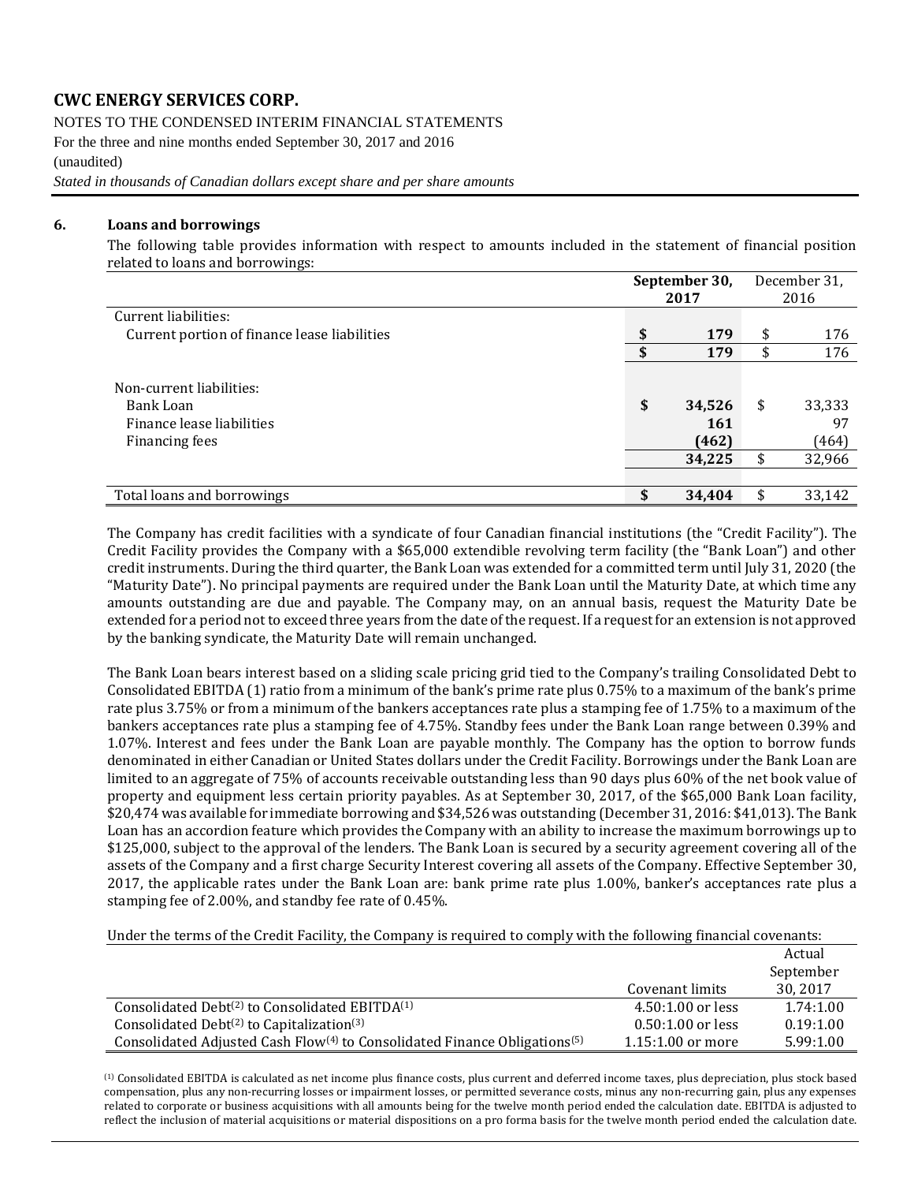**CWC ENERGY SERVICES CORP.**

NOTES TO THE CONDENSED INTERIM FINANCIAL STATEMENTS

For the three and nine months ended September 30, 2017 and 2016

(unaudited)

*Stated in thousands of Canadian dollars except share and per share amounts*

## 6. Loans and borrowings

The following table provides information with respect to amounts included in the statement of financial position related to loans and borrowings:

| | September 30, 2017 | December 31, 2016 |
|---|---|---|
| Current liabilities: | | |
| Current portion of finance lease liabilities | **$ 179** | $ 176 |
| | **$ 179** | $ 176 |
| Non-current liabilities: | | |
| Bank Loan | **$ 34,526** | $ 33,333 |
| Finance lease liabilities | **161** | 97 |
| Financing fees | **(462)** | (464) |
| | **34,225** | $ 32,966 |
| Total loans and borrowings | **$ 34,404** | $ 33,142 |

The Company has credit facilities with a syndicate of four Canadian financial institutions (the "Credit Facility"). The Credit Facility provides the Company with a $65,000 extendible revolving term facility (the "Bank Loan") and other credit instruments. During the third quarter, the Bank Loan was extended for a committed term until July 31, 2020 (the "Maturity Date"). No principal payments are required under the Bank Loan until the Maturity Date, at which time any amounts outstanding are due and payable. The Company may, on an annual basis, request the Maturity Date be extended for a period not to exceed three years from the date of the request. If a request for an extension is not approved by the banking syndicate, the Maturity Date will remain unchanged.

The Bank Loan bears interest based on a sliding scale pricing grid tied to the Company's trailing Consolidated Debt to Consolidated EBITDA (1) ratio from a minimum of the bank's prime rate plus 0.75% to a maximum of the bank's prime rate plus 3.75% or from a minimum of the bankers acceptances rate plus a stamping fee of 1.75% to a maximum of the bankers acceptances rate plus a stamping fee of 4.75%. Standby fees under the Bank Loan range between 0.39% and 1.07%. Interest and fees under the Bank Loan are payable monthly. The Company has the option to borrow funds denominated in either Canadian or United States dollars under the Credit Facility. Borrowings under the Bank Loan are limited to an aggregate of 75% of accounts receivable outstanding less than 90 days plus 60% of the net book value of property and equipment less certain priority payables. As at September 30, 2017, of the $65,000 Bank Loan facility, $20,474 was available for immediate borrowing and $34,526 was outstanding (December 31, 2016: $41,013). The Bank Loan has an accordion feature which provides the Company with an ability to increase the maximum borrowings up to $125,000, subject to the approval of the lenders. The Bank Loan is secured by a security agreement covering all of the assets of the Company and a first charge Security Interest covering all assets of the Company. Effective September 30, 2017, the applicable rates under the Bank Loan are: bank prime rate plus 1.00%, banker's acceptances rate plus a stamping fee of 2.00%, and standby fee rate of 0.45%.

Under the terms of the Credit Facility, the Company is required to comply with the following financial covenants:

| | Covenant limits | Actual September 30, 2017 |
|---|---|---|
| Consolidated Debt[2] to Consolidated EBITDA[1] | 4.50:1.00 or less | 1.74:1.00 |
| Consolidated Debt[2] to Capitalization[3] | 0.50:1.00 or less | 0.19:1.00 |
| Consolidated Adjusted Cash Flow[4] to Consolidated Finance Obligations[5] | 1.15:1.00 or more | 5.99:1.00 |

[1] Consolidated EBITDA is calculated as net income plus finance costs, plus current and deferred income taxes, plus depreciation, plus stock based compensation, plus any non-recurring losses or impairment losses, or permitted severance costs, minus any non-recurring gain, plus any expenses related to corporate or business acquisitions with all amounts being for the twelve month period ended the calculation date. EBITDA is adjusted to reflect the inclusion of material acquisitions or material dispositions on a pro forma basis for the twelve month period ended the calculation date.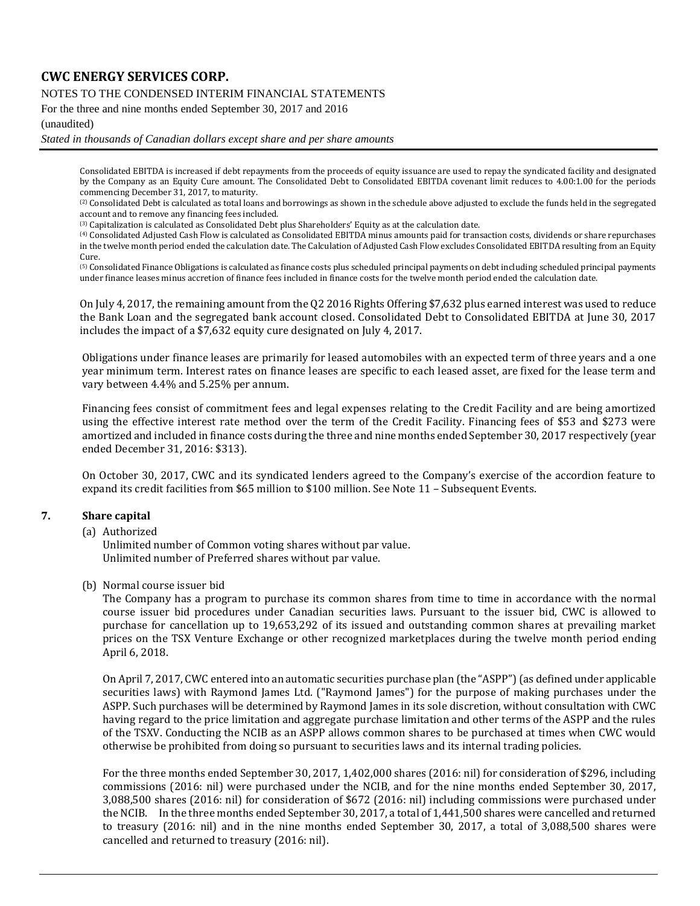Consolidated EBITDA is increased if debt repayments from the proceeds of equity issuance are used to repay the syndicated facility and designated by the Company as an Equity Cure amount. The Consolidated Debt to Consolidated EBITDA covenant limit reduces to 4.00:1.00 for the periods commencing December 31, 2017, to maturity.

(2) Consolidated Debt is calculated as total loans and borrowings as shown in the schedule above adjusted to exclude the funds held in the segregated account and to remove any financing fees included.

(3) Capitalization is calculated as Consolidated Debt plus Shareholders' Equity as at the calculation date.

(4) Consolidated Adjusted Cash Flow is calculated as Consolidated EBITDA minus amounts paid for transaction costs, dividends or share repurchases in the twelve month period ended the calculation date. The Calculation of Adjusted Cash Flow excludes Consolidated EBITDA resulting from an Equity Cure.

(5) Consolidated Finance Obligations is calculated as finance costs plus scheduled principal payments on debt including scheduled principal payments under finance leases minus accretion of finance fees included in finance costs for the twelve month period ended the calculation date.

On July 4, 2017, the remaining amount from the Q2 2016 Rights Offering $7,632 plus earned interest was used to reduce the Bank Loan and the segregated bank account closed. Consolidated Debt to Consolidated EBITDA at June 30, 2017 includes the impact of a $7,632 equity cure designated on July 4, 2017.

Obligations under finance leases are primarily for leased automobiles with an expected term of three years and a one year minimum term. Interest rates on finance leases are specific to each leased asset, are fixed for the lease term and vary between 4.4% and 5.25% per annum.

Financing fees consist of commitment fees and legal expenses relating to the Credit Facility and are being amortized using the effective interest rate method over the term of the Credit Facility. Financing fees of $53 and $273 were amortized and included in finance costs during the three and nine months ended September 30, 2017 respectively (year ended December 31, 2016: $313).

On October 30, 2017, CWC and its syndicated lenders agreed to the Company's exercise of the accordion feature to expand its credit facilities from $65 million to $100 million. See Note 11 – Subsequent Events.

## 7. Share capital

(a) Authorized

Unlimited number of Common voting shares without par value.
Unlimited number of Preferred shares without par value.

(b) Normal course issuer bid

The Company has a program to purchase its common shares from time to time in accordance with the normal course issuer bid procedures under Canadian securities laws. Pursuant to the issuer bid, CWC is allowed to purchase for cancellation up to 19,653,292 of its issued and outstanding common shares at prevailing market prices on the TSX Venture Exchange or other recognized marketplaces during the twelve month period ending April 6, 2018.

On April 7, 2017, CWC entered into an automatic securities purchase plan (the "ASPP") (as defined under applicable securities laws) with Raymond James Ltd. ("Raymond James") for the purpose of making purchases under the ASPP. Such purchases will be determined by Raymond James in its sole discretion, without consultation with CWC having regard to the price limitation and aggregate purchase limitation and other terms of the ASPP and the rules of the TSXV. Conducting the NCIB as an ASPP allows common shares to be purchased at times when CWC would otherwise be prohibited from doing so pursuant to securities laws and its internal trading policies.

For the three months ended September 30, 2017, 1,402,000 shares (2016: nil) for consideration of $296, including commissions (2016: nil) were purchased under the NCIB, and for the nine months ended September 30, 2017, 3,088,500 shares (2016: nil) for consideration of $672 (2016: nil) including commissions were purchased under the NCIB. In the three months ended September 30, 2017, a total of 1,441,500 shares were cancelled and returned to treasury (2016: nil) and in the nine months ended September 30, 2017, a total of 3,088,500 shares were cancelled and returned to treasury (2016: nil).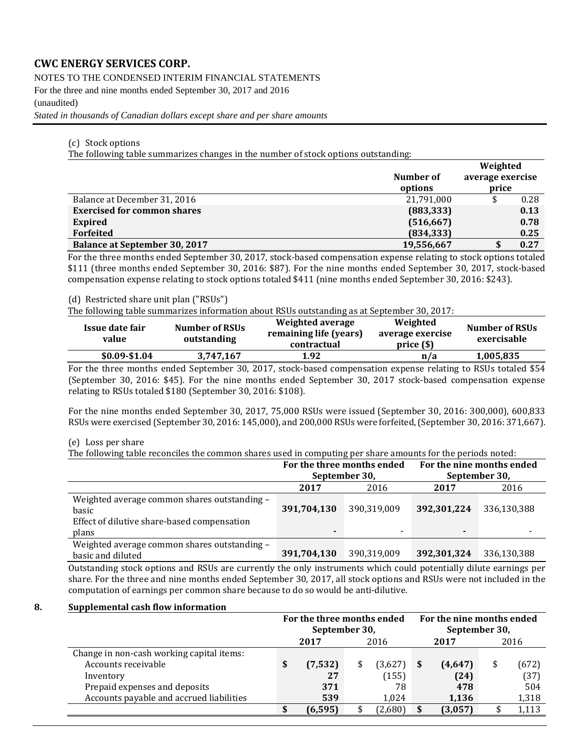(c) Stock options

The following table summarizes changes in the number of stock options outstanding:

| | Number of options | Weighted average exercise price |
|---|---|---|
| Balance at December 31, 2016 | 21,791,000 | $ 0.28 |
| **Exercised for common shares** | **(883,333)** | **0.13** |
| **Expired** | **(516,667)** | **0.78** |
| **Forfeited** | **(834,333)** | **0.25** |
| **Balance at September 30, 2017** | **19,556,667** | **$ 0.27** |

For the three months ended September 30, 2017, stock-based compensation expense relating to stock options totaled $111 (three months ended September 30, 2016: $87). For the nine months ended September 30, 2017, stock-based compensation expense relating to stock options totaled $411 (nine months ended September 30, 2016: $243).

(d) Restricted share unit plan ("RSUs")

The following table summarizes information about RSUs outstanding as at September 30, 2017:

| Issue date fair value | Number of RSUs outstanding | Weighted average remaining life (years) contractual | Weighted average exercise price ($) | Number of RSUs exercisable |
|---|---|---|---|---|
| **$0.09-$1.04** | **3,747,167** | **1.92** | **n/a** | **1,005,835** |

For the three months ended September 30, 2017, stock-based compensation expense relating to RSUs totaled $54 (September 30, 2016: $45). For the nine months ended September 30, 2017 stock-based compensation expense relating to RSUs totaled $180 (September 30, 2016: $108).

For the nine months ended September 30, 2017, 75,000 RSUs were issued (September 30, 2016: 300,000), 600,833 RSUs were exercised (September 30, 2016: 145,000), and 200,000 RSUs were forfeited, (September 30, 2016: 371,667).

(e) Loss per share

The following table reconciles the common shares used in computing per share amounts for the periods noted:

| | For the three months ended September 30, | | For the nine months ended September 30, | |
|---|---|---|---|---|
| | **2017** | 2016 | **2017** | 2016 |
| Weighted average common shares outstanding – basic | **391,704,130** | 390,319,009 | **392,301,224** | 336,130,388 |
| Effect of dilutive share-based compensation plans | **-** | - | **-** | - |
| Weighted average common shares outstanding – basic and diluted | **391,704,130** | 390,319,009 | **392,301,324** | 336,130,388 |

Outstanding stock options and RSUs are currently the only instruments which could potentially dilute earnings per share. For the three and nine months ended September 30, 2017, all stock options and RSUs were not included in the computation of earnings per common share because to do so would be anti-dilutive.

## 8. Supplemental cash flow information

| | For the three months ended September 30, | | For the nine months ended September 30, | |
|---|---|---|---|---|
| | **2017** | 2016 | **2017** | 2016 |
| Change in non-cash working capital items: | | | | |
| Accounts receivable | **$ (7,532)** | $ (3,627) | **$ (4,647)** | $ (672) |
| Inventory | **27** | (155) | **(24)** | (37) |
| Prepaid expenses and deposits | **371** | 78 | **478** | 504 |
| Accounts payable and accrued liabilities | **539** | 1,024 | **1,136** | 1,318 |
| | **$ (6,595)** | $ (2,680) | **$ (3,057)** | $ 1,113 |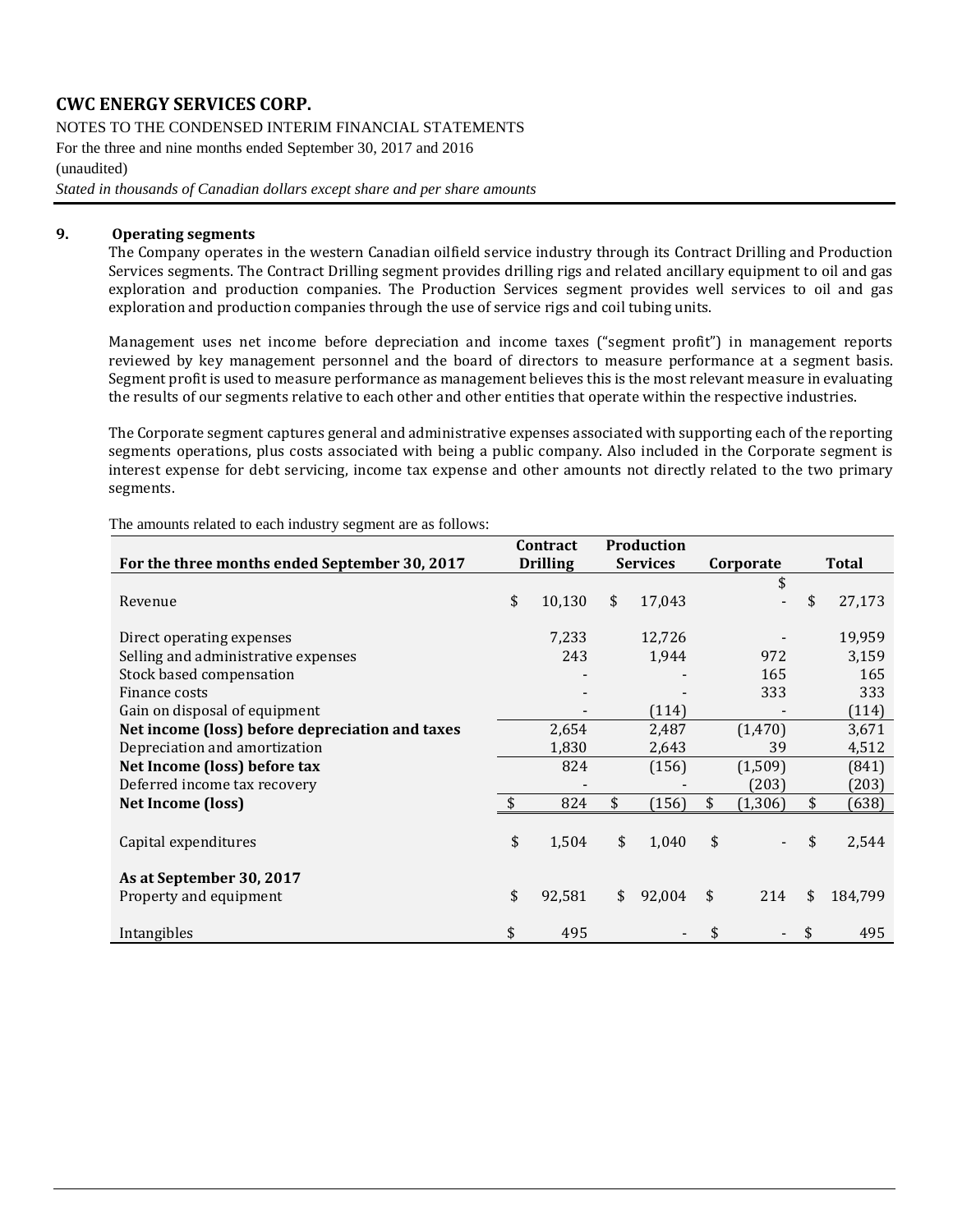**CWC ENERGY SERVICES CORP.**

NOTES TO THE CONDENSED INTERIM FINANCIAL STATEMENTS

For the three and nine months ended September 30, 2017 and 2016

(unaudited)

*Stated in thousands of Canadian dollars except share and per share amounts*

## 9. Operating segments

The Company operates in the western Canadian oilfield service industry through its Contract Drilling and Production Services segments. The Contract Drilling segment provides drilling rigs and related ancillary equipment to oil and gas exploration and production companies. The Production Services segment provides well services to oil and gas exploration and production companies through the use of service rigs and coil tubing units.

Management uses net income before depreciation and income taxes ("segment profit") in management reports reviewed by key management personnel and the board of directors to measure performance at a segment basis. Segment profit is used to measure performance as management believes this is the most relevant measure in evaluating the results of our segments relative to each other and other entities that operate within the respective industries.

The Corporate segment captures general and administrative expenses associated with supporting each of the reporting segments operations, plus costs associated with being a public company. Also included in the Corporate segment is interest expense for debt servicing, income tax expense and other amounts not directly related to the two primary segments.

The amounts related to each industry segment are as follows:

| For the three months ended September 30, 2017 | Contract Drilling | Production Services | Corporate | Total |
|---|---|---|---|---|
| Revenue | $ 10,130 | $ 17,043 | $ - | $ 27,173 |
| Direct operating expenses | 7,233 | 12,726 | - | 19,959 |
| Selling and administrative expenses | 243 | 1,944 | 972 | 3,159 |
| Stock based compensation | - | - | 165 | 165 |
| Finance costs | - | - | 333 | 333 |
| Gain on disposal of equipment | - | (114) | - | (114) |
| **Net income (loss) before depreciation and taxes** | 2,654 | 2,487 | (1,470) | 3,671 |
| Depreciation and amortization | 1,830 | 2,643 | 39 | 4,512 |
| **Net Income (loss) before tax** | 824 | (156) | (1,509) | (841) |
| Deferred income tax recovery | - | - | (203) | (203) |
| **Net Income (loss)** | $ 824 | $ (156) | $ (1,306) | $ (638) |
| Capital expenditures | $ 1,504 | $ 1,040 | $ - | $ 2,544 |
| **As at September 30, 2017** | | | | |
| Property and equipment | $ 92,581 | $ 92,004 | $ 214 | $ 184,799 |
| Intangibles | $ 495 | - | $ - | $ 495 |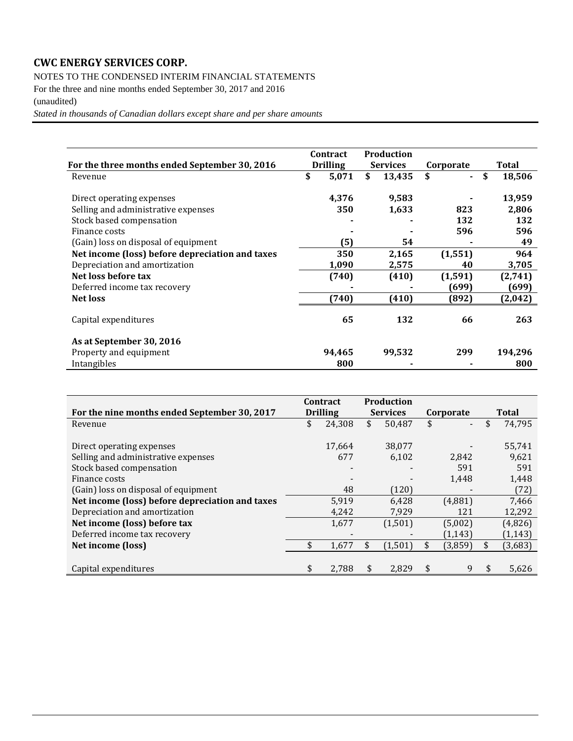**CWC ENERGY SERVICES CORP.**

NOTES TO THE CONDENSED INTERIM FINANCIAL STATEMENTS

For the three and nine months ended September 30, 2017 and 2016

(unaudited)

*Stated in thousands of Canadian dollars except share and per share amounts*

| For the three months ended September 30, 2016 | Contract Drilling | Production Services | Corporate | Total |
|---|---|---|---|---|
| Revenue | $ 5,071 | $ 13,435 | $ - | $ 18,506 |
| | | | | |
| Direct operating expenses | 4,376 | 9,583 | - | 13,959 |
| Selling and administrative expenses | 350 | 1,633 | 823 | 2,806 |
| Stock based compensation | - | - | 132 | 132 |
| Finance costs | - | - | 596 | 596 |
| (Gain) loss on disposal of equipment | (5) | 54 | - | 49 |
| **Net income (loss) before depreciation and taxes** | 350 | 2,165 | (1,551) | 964 |
| Depreciation and amortization | 1,090 | 2,575 | 40 | 3,705 |
| **Net loss before tax** | (740) | (410) | (1,591) | (2,741) |
| Deferred income tax recovery | - | - | (699) | (699) |
| **Net loss** | (740) | (410) | (892) | (2,042) |
| | | | | |
| Capital expenditures | 65 | 132 | 66 | 263 |
| | | | | |
| **As at September 30, 2016** | | | | |
| Property and equipment | 94,465 | 99,532 | 299 | 194,296 |
| Intangibles | 800 | - | - | 800 |

| For the nine months ended September 30, 2017 | Contract Drilling | Production Services | Corporate | Total |
|---|---|---|---|---|
| Revenue | $ 24,308 | $ 50,487 | $ - | $ 74,795 |
| | | | | |
| Direct operating expenses | 17,664 | 38,077 | - | 55,741 |
| Selling and administrative expenses | 677 | 6,102 | 2,842 | 9,621 |
| Stock based compensation | - | - | 591 | 591 |
| Finance costs | - | - | 1,448 | 1,448 |
| (Gain) loss on disposal of equipment | 48 | (120) | - | (72) |
| **Net income (loss) before depreciation and taxes** | 5,919 | 6,428 | (4,881) | 7,466 |
| Depreciation and amortization | 4,242 | 7,929 | 121 | 12,292 |
| **Net income (loss) before tax** | 1,677 | (1,501) | (5,002) | (4,826) |
| Deferred income tax recovery | - | - | (1,143) | (1,143) |
| **Net income (loss)** | $ 1,677 | $ (1,501) | $ (3,859) | $ (3,683) |
| | | | | |
| Capital expenditures | $ 2,788 | $ 2,829 | $ 9 | $ 5,626 |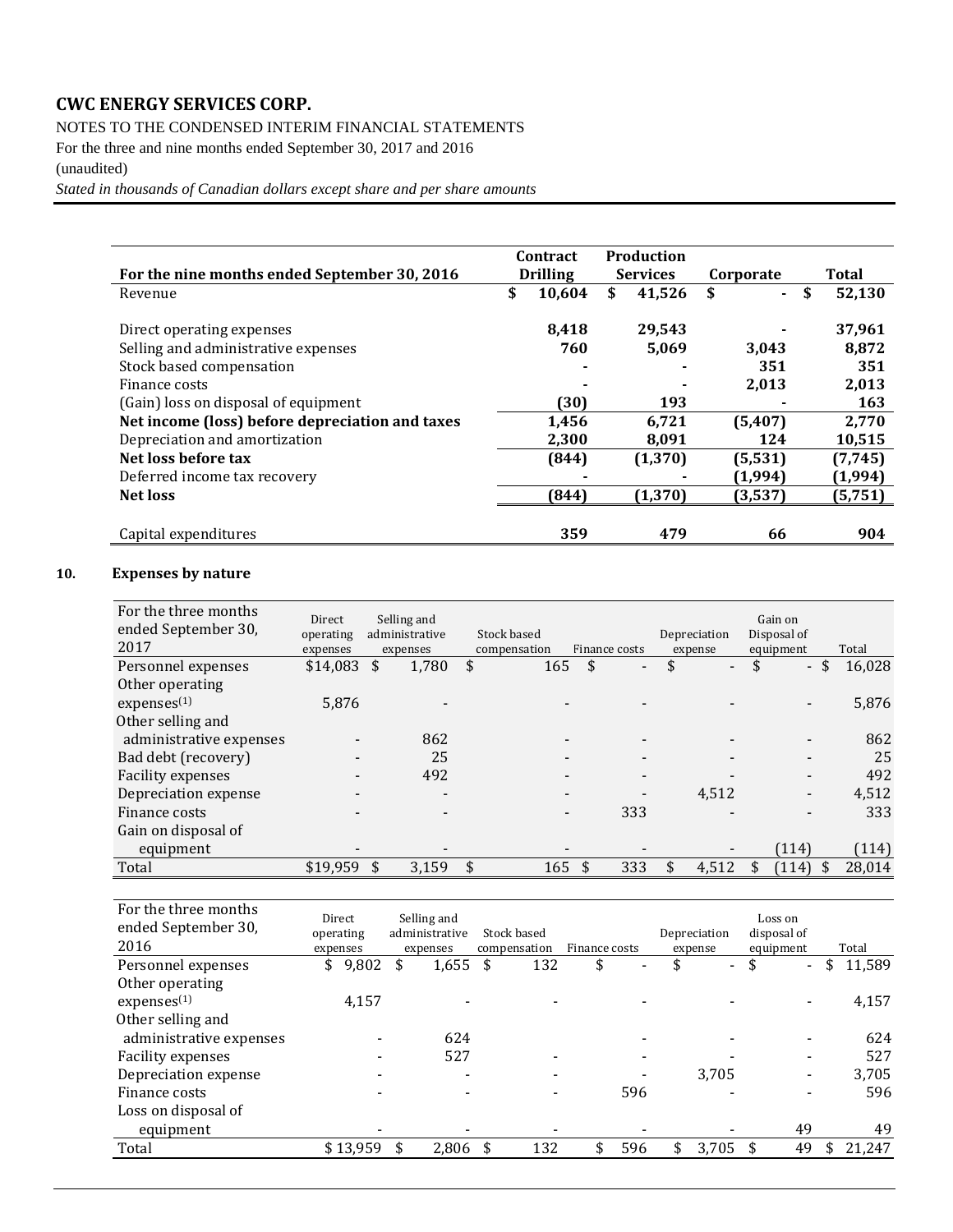# CWC ENERGY SERVICES CORP.

NOTES TO THE CONDENSED INTERIM FINANCIAL STATEMENTS

For the three and nine months ended September 30, 2017 and 2016

(unaudited)

*Stated in thousands of Canadian dollars except share and per share amounts*

| For the nine months ended September 30, 2016 | Contract Drilling | Production Services | Corporate | Total |
|---|---|---|---|---|
| Revenue | $ 10,604 | $ 41,526 | $ - | $ 52,130 |
| | | | | |
| Direct operating expenses | 8,418 | 29,543 | - | 37,961 |
| Selling and administrative expenses | 760 | 5,069 | 3,043 | 8,872 |
| Stock based compensation | - | - | 351 | 351 |
| Finance costs | - | - | 2,013 | 2,013 |
| (Gain) loss on disposal of equipment | (30) | 193 | - | 163 |
| **Net income (loss) before depreciation and taxes** | 1,456 | 6,721 | (5,407) | 2,770 |
| Depreciation and amortization | 2,300 | 8,091 | 124 | 10,515 |
| **Net loss before tax** | (844) | (1,370) | (5,531) | (7,745) |
| Deferred income tax recovery | - | - | (1,994) | (1,994) |
| **Net loss** | (844) | (1,370) | (3,537) | (5,751) |
| | | | | |
| Capital expenditures | 359 | 479 | 66 | 904 |

## 10. Expenses by nature

| For the three months ended September 30, 2017 | Direct operating expenses | Selling and administrative expenses | Stock based compensation | Finance costs | Depreciation expense | Gain on Disposal of equipment | Total |
|---|---|---|---|---|---|---|---|
| Personnel expenses | $14,083 | $ 1,780 | $ 165 | $ - | $ - | $ - | $ 16,028 |
| Other operating expenses[(1)] | 5,876 | - | - | - | - | - | 5,876 |
| Other selling and administrative expenses | - | 862 | - | - | - | - | 862 |
| Bad debt (recovery) | - | 25 | - | - | - | - | 25 |
| Facility expenses | - | 492 | - | - | - | - | 492 |
| Depreciation expense | - | - | - | - | 4,512 | - | 4,512 |
| Finance costs | - | - | - | 333 | - | - | 333 |
| Gain on disposal of equipment | - | - | - | - | - | (114) | (114) |
| Total | $19,959 | $ 3,159 | $ 165 | $ 333 | $ 4,512 | $ (114) | $ 28,014 |

| For the three months ended September 30, 2016 | Direct operating expenses | Selling and administrative expenses | Stock based compensation | Finance costs | Depreciation expense | Loss on disposal of equipment | Total |
|---|---|---|---|---|---|---|---|
| Personnel expenses | $ 9,802 | $ 1,655 | $ 132 | $ - | $ - | $ - | $ 11,589 |
| Other operating expenses[(1)] | 4,157 | - | - | - | - | - | 4,157 |
| Other selling and administrative expenses | - | 624 | | - | - | - | 624 |
| Facility expenses | - | 527 | - | - | - | - | 527 |
| Depreciation expense | - | - | - | - | 3,705 | - | 3,705 |
| Finance costs | - | - | - | 596 | - | - | 596 |
| Loss on disposal of equipment | - | - | - | - | - | 49 | 49 |
| Total | $ 13,959 | $ 2,806 | $ 132 | $ 596 | $ 3,705 | $ 49 | $ 21,247 |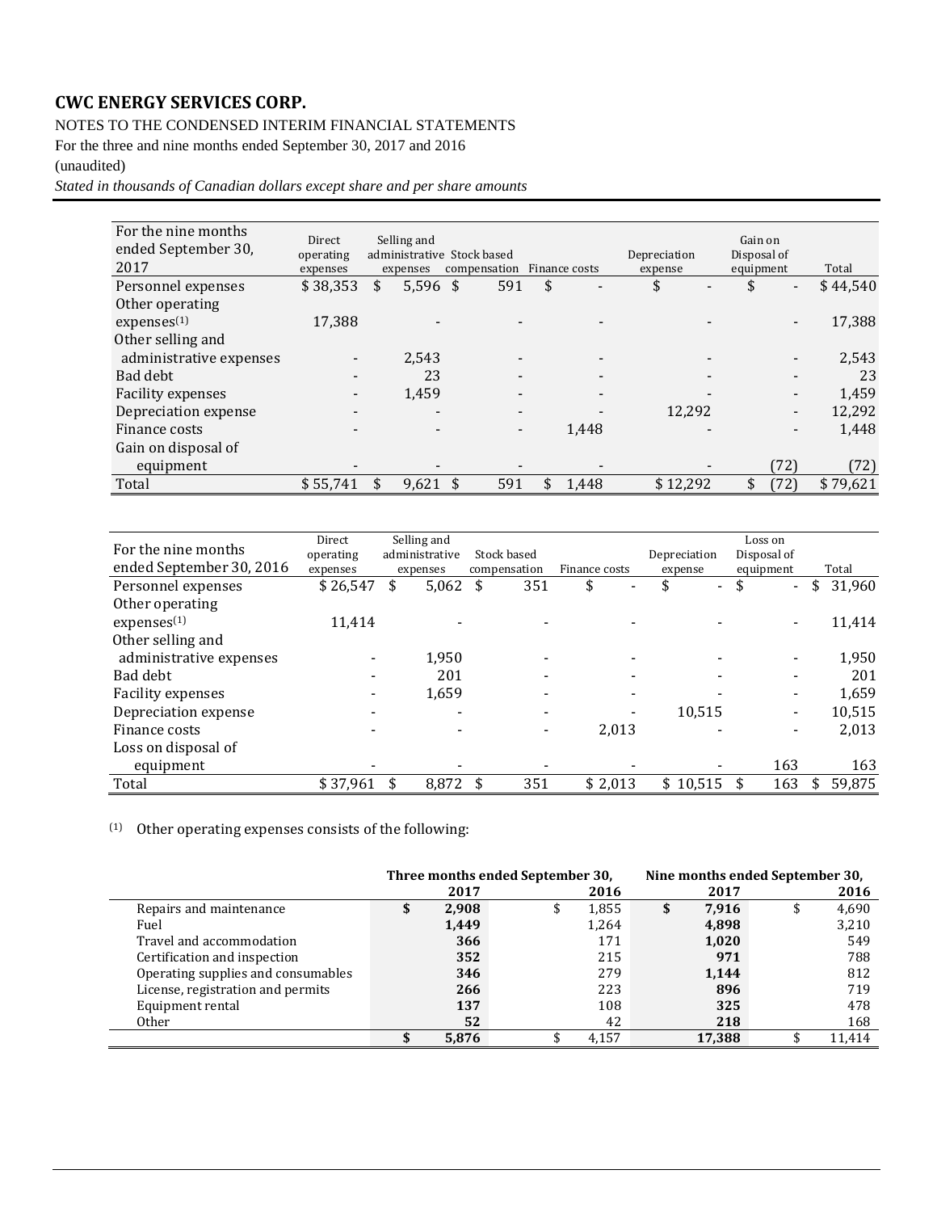**CWC ENERGY SERVICES CORP.**

NOTES TO THE CONDENSED INTERIM FINANCIAL STATEMENTS

For the three and nine months ended September 30, 2017 and 2016

(unaudited)

*Stated in thousands of Canadian dollars except share and per share amounts*

| For the nine months ended September 30, 2017 | Direct operating expenses | Selling and administrative expenses | Stock based compensation | Finance costs | Depreciation expense | Gain on Disposal of equipment | Total |
|---|---|---|---|---|---|---|---|
| Personnel expenses | $ 38,353 | $ 5,596 | $ 591 | $ - | $ - | $ - | $ 44,540 |
| Other operating expenses(1) | 17,388 | - | - | - | - | - | 17,388 |
| Other selling and administrative expenses | - | 2,543 | - | - | - | - | 2,543 |
| Bad debt | - | 23 | - | - | - | - | 23 |
| Facility expenses | - | 1,459 | - | - | - | - | 1,459 |
| Depreciation expense | - | - | - | - | 12,292 | - | 12,292 |
| Finance costs | - | - | - | 1,448 | - | - | 1,448 |
| Gain on disposal of equipment | - | - | - | - | - | (72) | (72) |
| Total | $ 55,741 | $ 9,621 | $ 591 | $ 1,448 | $ 12,292 | $ (72) | $ 79,621 |

| For the nine months ended September 30, 2016 | Direct operating expenses | Selling and administrative expenses | Stock based compensation | Finance costs | Depreciation expense | Loss on Disposal of equipment | Total |
|---|---|---|---|---|---|---|---|
| Personnel expenses | $ 26,547 | $ 5,062 | $ 351 | $ - | $ - | $ - | $ 31,960 |
| Other operating expenses(1) | 11,414 | - | - | - | - | - | 11,414 |
| Other selling and administrative expenses | - | 1,950 | - | - | - | - | 1,950 |
| Bad debt | - | 201 | - | - | - | - | 201 |
| Facility expenses | - | 1,659 | - | - | - | - | 1,659 |
| Depreciation expense | - | - | - | - | 10,515 | - | 10,515 |
| Finance costs | - | - | - | 2,013 | - | - | 2,013 |
| Loss on disposal of equipment | - | - | - | - | - | 163 | 163 |
| Total | $ 37,961 | $ 8,872 | $ 351 | $ 2,013 | $ 10,515 | $ 163 | $ 59,875 |

(1) Other operating expenses consists of the following:

| | Three months ended September 30, | | Nine months ended September 30, | |
|---|---|---|---|---|
| | **2017** | 2016 | **2017** | 2016 |
| Repairs and maintenance | **$ 2,908** | $ 1,855 | **$ 7,916** | $ 4,690 |
| Fuel | **1,449** | 1,264 | **4,898** | 3,210 |
| Travel and accommodation | **366** | 171 | **1,020** | 549 |
| Certification and inspection | **352** | 215 | **971** | 788 |
| Operating supplies and consumables | **346** | 279 | **1,144** | 812 |
| License, registration and permits | **266** | 223 | **896** | 719 |
| Equipment rental | **137** | 108 | **325** | 478 |
| Other | **52** | 42 | **218** | 168 |
| | **$ 5,876** | $ 4,157 | **17,388** | $ 11,414 |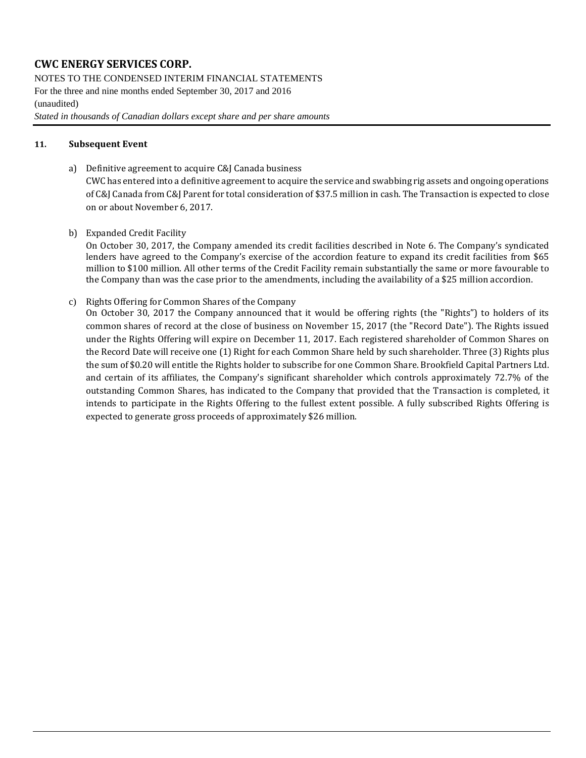**CWC ENERGY SERVICES CORP.**

NOTES TO THE CONDENSED INTERIM FINANCIAL STATEMENTS
For the three and nine months ended September 30, 2017 and 2016
(unaudited)
*Stated in thousands of Canadian dollars except share and per share amounts*

**11. Subsequent Event**

a) Definitive agreement to acquire C&J Canada business
CWC has entered into a definitive agreement to acquire the service and swabbing rig assets and ongoing operations of C&J Canada from C&J Parent for total consideration of $37.5 million in cash. The Transaction is expected to close on or about November 6, 2017.

b) Expanded Credit Facility
On October 30, 2017, the Company amended its credit facilities described in Note 6. The Company's syndicated lenders have agreed to the Company's exercise of the accordion feature to expand its credit facilities from $65 million to $100 million. All other terms of the Credit Facility remain substantially the same or more favourable to the Company than was the case prior to the amendments, including the availability of a $25 million accordion.

c) Rights Offering for Common Shares of the Company
On October 30, 2017 the Company announced that it would be offering rights (the "Rights") to holders of its common shares of record at the close of business on November 15, 2017 (the "Record Date"). The Rights issued under the Rights Offering will expire on December 11, 2017. Each registered shareholder of Common Shares on the Record Date will receive one (1) Right for each Common Share held by such shareholder. Three (3) Rights plus the sum of $0.20 will entitle the Rights holder to subscribe for one Common Share. Brookfield Capital Partners Ltd. and certain of its affiliates, the Company's significant shareholder which controls approximately 72.7% of the outstanding Common Shares, has indicated to the Company that provided that the Transaction is completed, it intends to participate in the Rights Offering to the fullest extent possible. A fully subscribed Rights Offering is expected to generate gross proceeds of approximately $26 million.